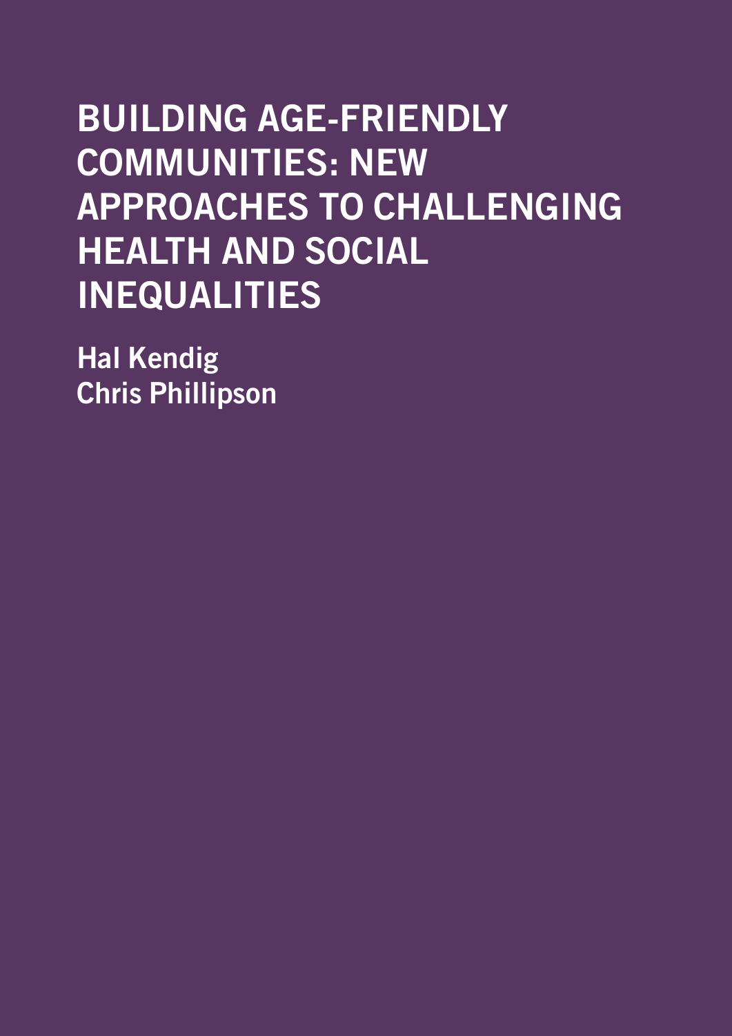# BUILDING AGE-FRIENDLY COMMUNITIES: NEW APPROACHES TO CHALLENGING HEALTH AND SOCIAL INEQUALITIES

**Hal Kendig**
**Chris Phillipson**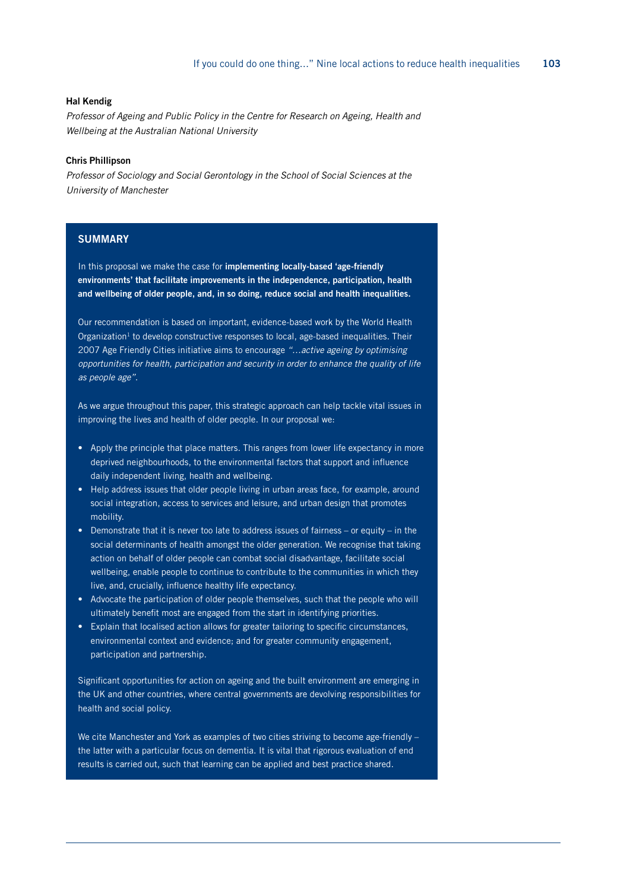**Hal Kendig**

*Professor of Ageing and Public Policy in the Centre for Research on Ageing, Health and Wellbeing at the Australian National University*

**Chris Phillipson**

*Professor of Sociology and Social Gerontology in the School of Social Sciences at the University of Manchester*

## SUMMARY

In this proposal we make the case for **implementing locally-based 'age-friendly environments' that facilitate improvements in the independence, participation, health and wellbeing of older people, and, in so doing, reduce social and health inequalities.**

Our recommendation is based on important, evidence-based work by the World Health Organization[1] to develop constructive responses to local, age-based inequalities. Their 2007 Age Friendly Cities initiative aims to encourage *"…active ageing by optimising opportunities for health, participation and security in order to enhance the quality of life as people age"*.

As we argue throughout this paper, this strategic approach can help tackle vital issues in improving the lives and health of older people. In our proposal we:

- Apply the principle that place matters. This ranges from lower life expectancy in more deprived neighbourhoods, to the environmental factors that support and influence daily independent living, health and wellbeing.
- Help address issues that older people living in urban areas face, for example, around social integration, access to services and leisure, and urban design that promotes mobility.
- Demonstrate that it is never too late to address issues of fairness – or equity – in the social determinants of health amongst the older generation. We recognise that taking action on behalf of older people can combat social disadvantage, facilitate social wellbeing, enable people to continue to contribute to the communities in which they live, and, crucially, influence healthy life expectancy.
- Advocate the participation of older people themselves, such that the people who will ultimately benefit most are engaged from the start in identifying priorities.
- Explain that localised action allows for greater tailoring to specific circumstances, environmental context and evidence; and for greater community engagement, participation and partnership.

Significant opportunities for action on ageing and the built environment are emerging in the UK and other countries, where central governments are devolving responsibilities for health and social policy.

We cite Manchester and York as examples of two cities striving to become age-friendly – the latter with a particular focus on dementia. It is vital that rigorous evaluation of end results is carried out, such that learning can be applied and best practice shared.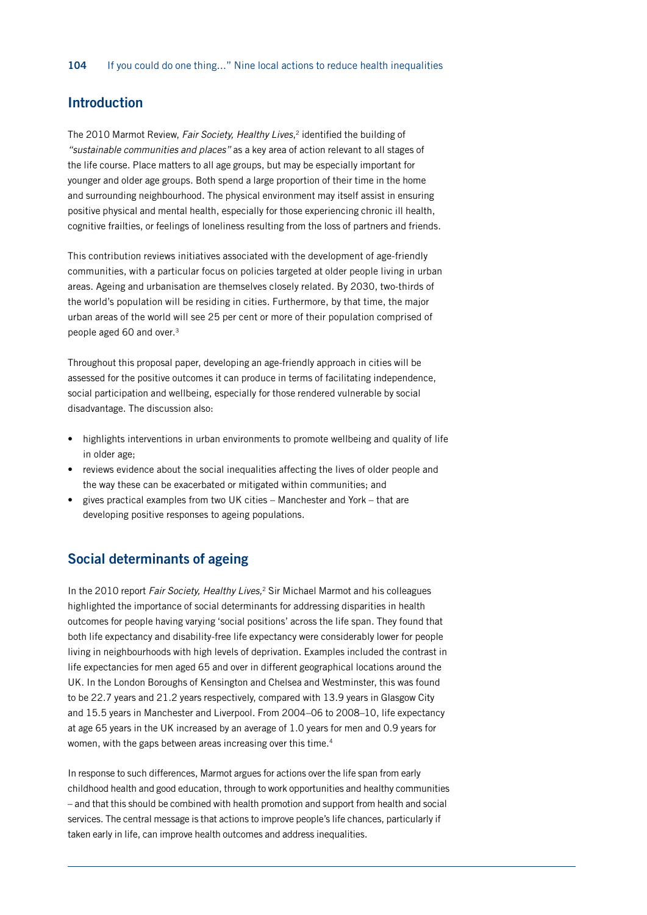## Introduction

The 2010 Marmot Review, *Fair Society, Healthy Lives*,[2] identified the building of *"sustainable communities and places"* as a key area of action relevant to all stages of the life course. Place matters to all age groups, but may be especially important for younger and older age groups. Both spend a large proportion of their time in the home and surrounding neighbourhood. The physical environment may itself assist in ensuring positive physical and mental health, especially for those experiencing chronic ill health, cognitive frailties, or feelings of loneliness resulting from the loss of partners and friends.

This contribution reviews initiatives associated with the development of age-friendly communities, with a particular focus on policies targeted at older people living in urban areas. Ageing and urbanisation are themselves closely related. By 2030, two-thirds of the world's population will be residing in cities. Furthermore, by that time, the major urban areas of the world will see 25 per cent or more of their population comprised of people aged 60 and over.[3]

Throughout this proposal paper, developing an age-friendly approach in cities will be assessed for the positive outcomes it can produce in terms of facilitating independence, social participation and wellbeing, especially for those rendered vulnerable by social disadvantage. The discussion also:

- highlights interventions in urban environments to promote wellbeing and quality of life in older age;
- reviews evidence about the social inequalities affecting the lives of older people and the way these can be exacerbated or mitigated within communities; and
- gives practical examples from two UK cities – Manchester and York – that are developing positive responses to ageing populations.

## Social determinants of ageing

In the 2010 report *Fair Society, Healthy Lives,*[2] Sir Michael Marmot and his colleagues highlighted the importance of social determinants for addressing disparities in health outcomes for people having varying 'social positions' across the life span. They found that both life expectancy and disability-free life expectancy were considerably lower for people living in neighbourhoods with high levels of deprivation. Examples included the contrast in life expectancies for men aged 65 and over in different geographical locations around the UK. In the London Boroughs of Kensington and Chelsea and Westminster, this was found to be 22.7 years and 21.2 years respectively, compared with 13.9 years in Glasgow City and 15.5 years in Manchester and Liverpool. From 2004–06 to 2008–10, life expectancy at age 65 years in the UK increased by an average of 1.0 years for men and 0.9 years for women, with the gaps between areas increasing over this time.[4]

In response to such differences, Marmot argues for actions over the life span from early childhood health and good education, through to work opportunities and healthy communities – and that this should be combined with health promotion and support from health and social services. The central message is that actions to improve people's life chances, particularly if taken early in life, can improve health outcomes and address inequalities.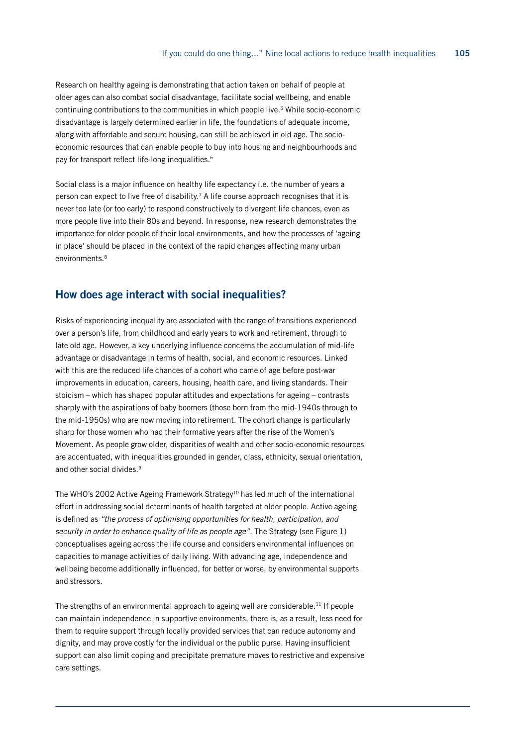Research on healthy ageing is demonstrating that action taken on behalf of people at older ages can also combat social disadvantage, facilitate social wellbeing, and enable continuing contributions to the communities in which people live.[5] While socio-economic disadvantage is largely determined earlier in life, the foundations of adequate income, along with affordable and secure housing, can still be achieved in old age. The socio-economic resources that can enable people to buy into housing and neighbourhoods and pay for transport reflect life-long inequalities.[6]

Social class is a major influence on healthy life expectancy i.e. the number of years a person can expect to live free of disability.[7] A life course approach recognises that it is never too late (or too early) to respond constructively to divergent life chances, even as more people live into their 80s and beyond. In response, new research demonstrates the importance for older people of their local environments, and how the processes of 'ageing in place' should be placed in the context of the rapid changes affecting many urban environments.[8]

## How does age interact with social inequalities?

Risks of experiencing inequality are associated with the range of transitions experienced over a person's life, from childhood and early years to work and retirement, through to late old age. However, a key underlying influence concerns the accumulation of mid-life advantage or disadvantage in terms of health, social, and economic resources. Linked with this are the reduced life chances of a cohort who came of age before post-war improvements in education, careers, housing, health care, and living standards. Their stoicism – which has shaped popular attitudes and expectations for ageing – contrasts sharply with the aspirations of baby boomers (those born from the mid-1940s through to the mid-1950s) who are now moving into retirement. The cohort change is particularly sharp for those women who had their formative years after the rise of the Women's Movement. As people grow older, disparities of wealth and other socio-economic resources are accentuated, with inequalities grounded in gender, class, ethnicity, sexual orientation, and other social divides.[9]

The WHO's 2002 Active Ageing Framework Strategy[10] has led much of the international effort in addressing social determinants of health targeted at older people. Active ageing is defined as *"the process of optimising opportunities for health, participation, and security in order to enhance quality of life as people age"*. The Strategy (see Figure 1) conceptualises ageing across the life course and considers environmental influences on capacities to manage activities of daily living. With advancing age, independence and wellbeing become additionally influenced, for better or worse, by environmental supports and stressors.

The strengths of an environmental approach to ageing well are considerable.[11] If people can maintain independence in supportive environments, there is, as a result, less need for them to require support through locally provided services that can reduce autonomy and dignity, and may prove costly for the individual or the public purse. Having insufficient support can also limit coping and precipitate premature moves to restrictive and expensive care settings.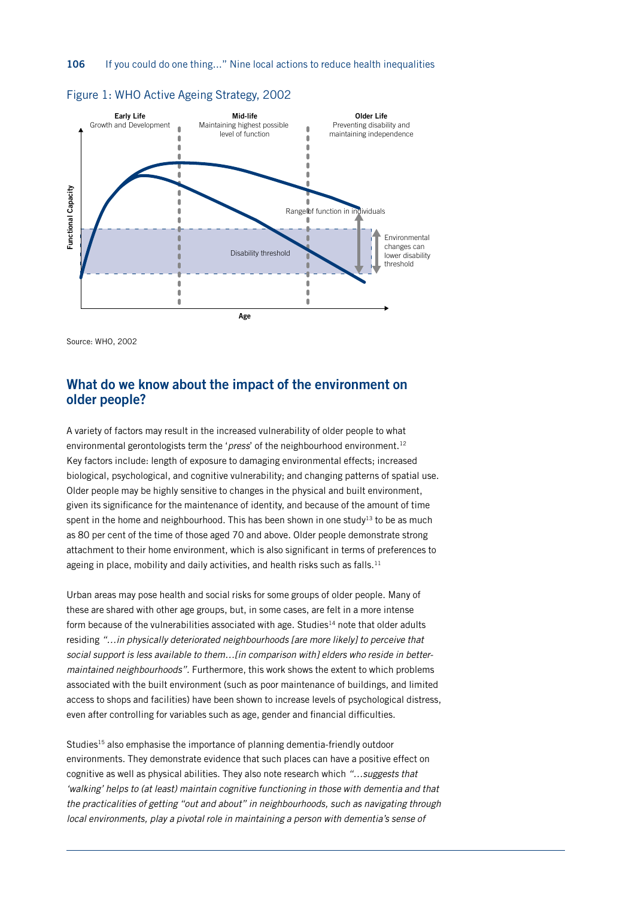Figure 1: WHO Active Ageing Strategy, 2002

Source: WHO, 2002

## What do we know about the impact of the environment on older people?

A variety of factors may result in the increased vulnerability of older people to what environmental gerontologists term the '*press*' of the neighbourhood environment.[12] Key factors include: length of exposure to damaging environmental effects; increased biological, psychological, and cognitive vulnerability; and changing patterns of spatial use. Older people may be highly sensitive to changes in the physical and built environment, given its significance for the maintenance of identity, and because of the amount of time spent in the home and neighbourhood. This has been shown in one study[13] to be as much as 80 per cent of the time of those aged 70 and above. Older people demonstrate strong attachment to their home environment, which is also significant in terms of preferences to ageing in place, mobility and daily activities, and health risks such as falls.[11]

Urban areas may pose health and social risks for some groups of older people. Many of these are shared with other age groups, but, in some cases, are felt in a more intense form because of the vulnerabilities associated with age. Studies[14] note that older adults residing *"…in physically deteriorated neighbourhoods [are more likely] to perceive that social support is less available to them…[in comparison with] elders who reside in better-maintained neighbourhoods".* Furthermore, this work shows the extent to which problems associated with the built environment (such as poor maintenance of buildings, and limited access to shops and facilities) have been shown to increase levels of psychological distress, even after controlling for variables such as age, gender and financial difficulties.

Studies[15] also emphasise the importance of planning dementia-friendly outdoor environments. They demonstrate evidence that such places can have a positive effect on cognitive as well as physical abilities. They also note research which *"…suggests that 'walking' helps to (at least) maintain cognitive functioning in those with dementia and that the practicalities of getting "out and about" in neighbourhoods, such as navigating through local environments, play a pivotal role in maintaining a person with dementia's sense of*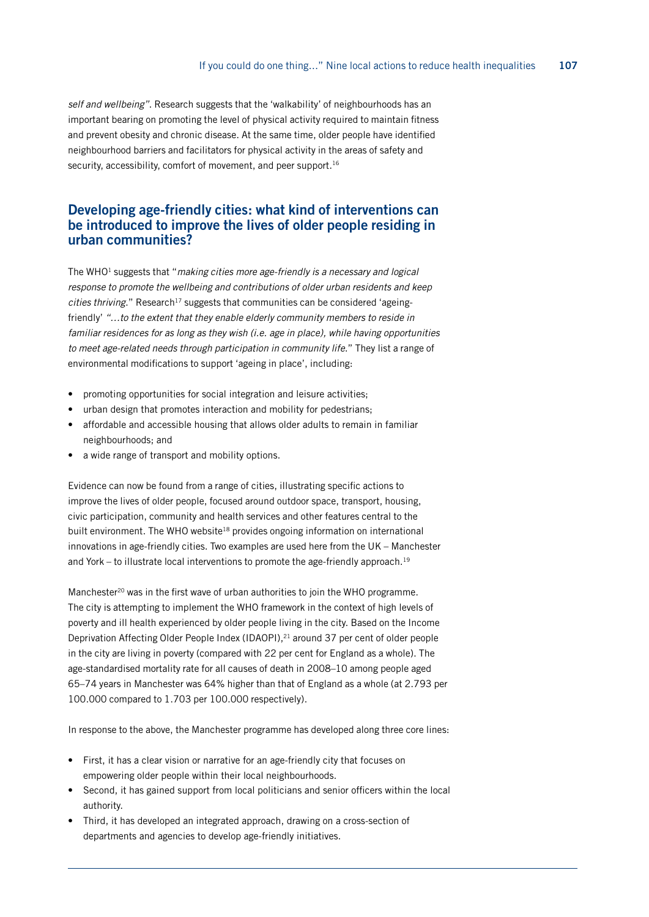*self and wellbeing"*. Research suggests that the 'walkability' of neighbourhoods has an important bearing on promoting the level of physical activity required to maintain fitness and prevent obesity and chronic disease. At the same time, older people have identified neighbourhood barriers and facilitators for physical activity in the areas of safety and security, accessibility, comfort of movement, and peer support.[16]

## Developing age-friendly cities: what kind of interventions can be introduced to improve the lives of older people residing in urban communities?

The WHO[1] suggests that "*making cities more age-friendly is a necessary and logical response to promote the wellbeing and contributions of older urban residents and keep cities thriving.*" Research[17] suggests that communities can be considered 'ageing-friendly' *"…to the extent that they enable elderly community members to reside in familiar residences for as long as they wish (i.e. age in place), while having opportunities to meet age-related needs through participation in community life.*" They list a range of environmental modifications to support 'ageing in place', including:

- promoting opportunities for social integration and leisure activities;
- urban design that promotes interaction and mobility for pedestrians;
- affordable and accessible housing that allows older adults to remain in familiar neighbourhoods; and
- a wide range of transport and mobility options.

Evidence can now be found from a range of cities, illustrating specific actions to improve the lives of older people, focused around outdoor space, transport, housing, civic participation, community and health services and other features central to the built environment. The WHO website[18] provides ongoing information on international innovations in age-friendly cities. Two examples are used here from the UK – Manchester and York – to illustrate local interventions to promote the age-friendly approach.[19]

Manchester[20] was in the first wave of urban authorities to join the WHO programme. The city is attempting to implement the WHO framework in the context of high levels of poverty and ill health experienced by older people living in the city. Based on the Income Deprivation Affecting Older People Index (IDAOPI),[21] around 37 per cent of older people in the city are living in poverty (compared with 22 per cent for England as a whole). The age-standardised mortality rate for all causes of death in 2008–10 among people aged 65–74 years in Manchester was 64% higher than that of England as a whole (at 2.793 per 100.000 compared to 1.703 per 100.000 respectively).

In response to the above, the Manchester programme has developed along three core lines:

- First, it has a clear vision or narrative for an age-friendly city that focuses on empowering older people within their local neighbourhoods.
- Second, it has gained support from local politicians and senior officers within the local authority.
- Third, it has developed an integrated approach, drawing on a cross-section of departments and agencies to develop age-friendly initiatives.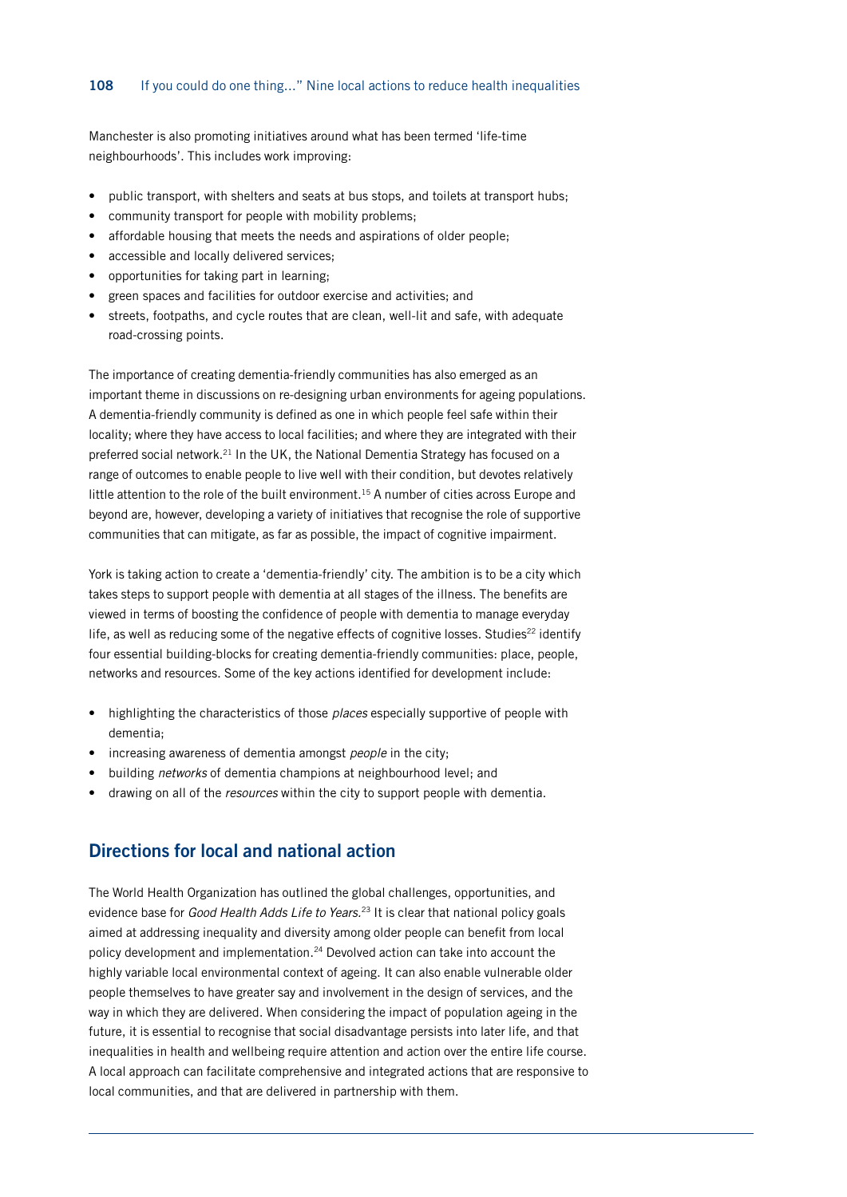Manchester is also promoting initiatives around what has been termed 'life-time neighbourhoods'. This includes work improving:

- public transport, with shelters and seats at bus stops, and toilets at transport hubs;
- community transport for people with mobility problems;
- affordable housing that meets the needs and aspirations of older people;
- accessible and locally delivered services;
- opportunities for taking part in learning;
- green spaces and facilities for outdoor exercise and activities; and
- streets, footpaths, and cycle routes that are clean, well-lit and safe, with adequate road-crossing points.

The importance of creating dementia-friendly communities has also emerged as an important theme in discussions on re-designing urban environments for ageing populations. A dementia-friendly community is defined as one in which people feel safe within their locality; where they have access to local facilities; and where they are integrated with their preferred social network.[21] In the UK, the National Dementia Strategy has focused on a range of outcomes to enable people to live well with their condition, but devotes relatively little attention to the role of the built environment.[15] A number of cities across Europe and beyond are, however, developing a variety of initiatives that recognise the role of supportive communities that can mitigate, as far as possible, the impact of cognitive impairment.

York is taking action to create a 'dementia-friendly' city. The ambition is to be a city which takes steps to support people with dementia at all stages of the illness. The benefits are viewed in terms of boosting the confidence of people with dementia to manage everyday life, as well as reducing some of the negative effects of cognitive losses. Studies[22] identify four essential building-blocks for creating dementia-friendly communities: place, people, networks and resources. Some of the key actions identified for development include:

- highlighting the characteristics of those *places* especially supportive of people with dementia;
- increasing awareness of dementia amongst *people* in the city;
- building *networks* of dementia champions at neighbourhood level; and
- drawing on all of the *resources* within the city to support people with dementia.

## Directions for local and national action

The World Health Organization has outlined the global challenges, opportunities, and evidence base for *Good Health Adds Life to Years*.[23] It is clear that national policy goals aimed at addressing inequality and diversity among older people can benefit from local policy development and implementation.[24] Devolved action can take into account the highly variable local environmental context of ageing. It can also enable vulnerable older people themselves to have greater say and involvement in the design of services, and the way in which they are delivered. When considering the impact of population ageing in the future, it is essential to recognise that social disadvantage persists into later life, and that inequalities in health and wellbeing require attention and action over the entire life course. A local approach can facilitate comprehensive and integrated actions that are responsive to local communities, and that are delivered in partnership with them.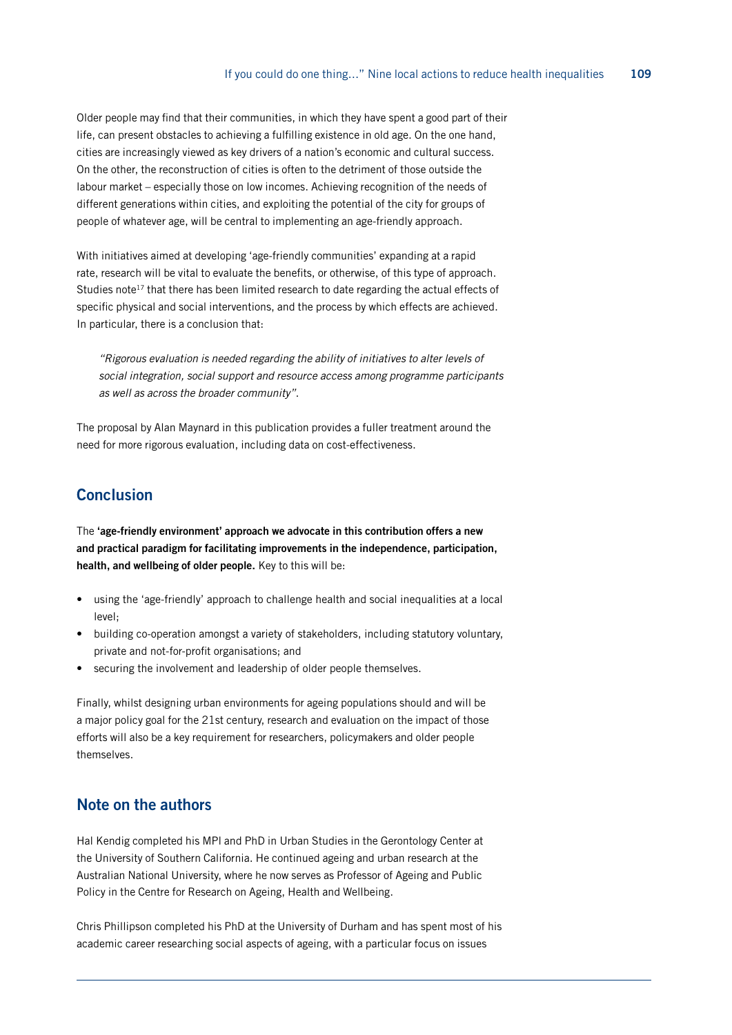Older people may find that their communities, in which they have spent a good part of their life, can present obstacles to achieving a fulfilling existence in old age. On the one hand, cities are increasingly viewed as key drivers of a nation's economic and cultural success. On the other, the reconstruction of cities is often to the detriment of those outside the labour market – especially those on low incomes. Achieving recognition of the needs of different generations within cities, and exploiting the potential of the city for groups of people of whatever age, will be central to implementing an age-friendly approach.

With initiatives aimed at developing 'age-friendly communities' expanding at a rapid rate, research will be vital to evaluate the benefits, or otherwise, of this type of approach. Studies note[17] that there has been limited research to date regarding the actual effects of specific physical and social interventions, and the process by which effects are achieved. In particular, there is a conclusion that:

> *"Rigorous evaluation is needed regarding the ability of initiatives to alter levels of social integration, social support and resource access among programme participants as well as across the broader community".*

The proposal by Alan Maynard in this publication provides a fuller treatment around the need for more rigorous evaluation, including data on cost-effectiveness.

## Conclusion

The **'age-friendly environment' approach we advocate in this contribution offers a new and practical paradigm for facilitating improvements in the independence, participation, health, and wellbeing of older people.** Key to this will be:

- using the 'age-friendly' approach to challenge health and social inequalities at a local level;
- building co-operation amongst a variety of stakeholders, including statutory voluntary, private and not-for-profit organisations; and
- securing the involvement and leadership of older people themselves.

Finally, whilst designing urban environments for ageing populations should and will be a major policy goal for the 21st century, research and evaluation on the impact of those efforts will also be a key requirement for researchers, policymakers and older people themselves.

## Note on the authors

Hal Kendig completed his MPl and PhD in Urban Studies in the Gerontology Center at the University of Southern California. He continued ageing and urban research at the Australian National University, where he now serves as Professor of Ageing and Public Policy in the Centre for Research on Ageing, Health and Wellbeing.

Chris Phillipson completed his PhD at the University of Durham and has spent most of his academic career researching social aspects of ageing, with a particular focus on issues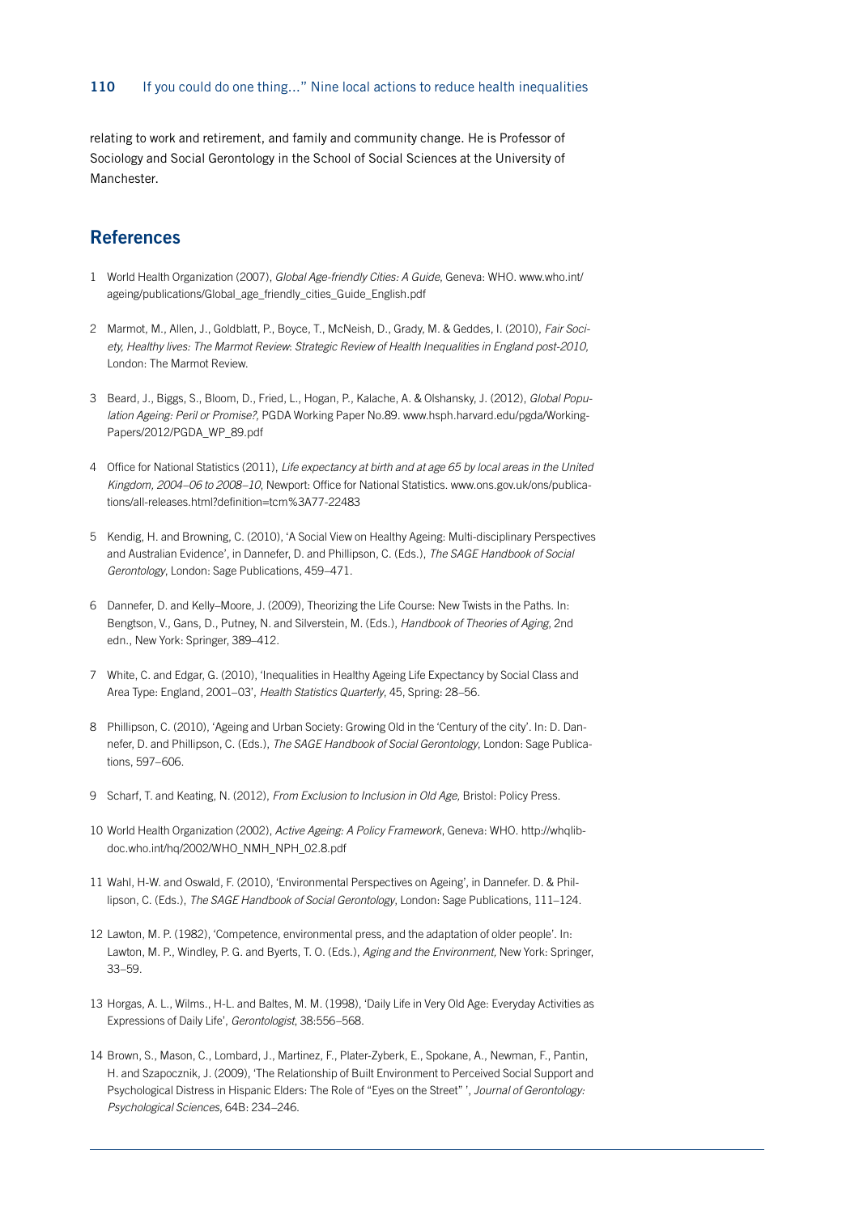relating to work and retirement, and family and community change. He is Professor of Sociology and Social Gerontology in the School of Social Sciences at the University of Manchester.

## References

1 World Health Organization (2007), *Global Age-friendly Cities: A Guide*, Geneva: WHO. www.who.int/ageing/publications/Global_age_friendly_cities_Guide_English.pdf

2 Marmot, M., Allen, J., Goldblatt, P., Boyce, T., McNeish, D., Grady, M. & Geddes, I. (2010), *Fair Society, Healthy lives: The Marmot Review: Strategic Review of Health Inequalities in England post-2010,* London: The Marmot Review.

3 Beard, J., Biggs, S., Bloom, D., Fried, L., Hogan, P., Kalache, A. & Olshansky, J. (2012), *Global Population Ageing: Peril or Promise?,* PGDA Working Paper No.89. www.hsph.harvard.edu/pgda/WorkingPapers/2012/PGDA_WP_89.pdf

4 Office for National Statistics (2011), *Life expectancy at birth and at age 65 by local areas in the United Kingdom, 2004–06 to 2008–10*, Newport: Office for National Statistics. www.ons.gov.uk/ons/publications/all-releases.html?definition=tcm%3A77-22483

5 Kendig, H. and Browning, C. (2010), 'A Social View on Healthy Ageing: Multi-disciplinary Perspectives and Australian Evidence', in Dannefer, D. and Phillipson, C. (Eds.), *The SAGE Handbook of Social Gerontology*, London: Sage Publications, 459–471.

6 Dannefer, D. and Kelly–Moore, J. (2009), Theorizing the Life Course: New Twists in the Paths. In: Bengtson, V., Gans, D., Putney, N. and Silverstein, M. (Eds.), *Handbook of Theories of Aging*, 2nd edn., New York: Springer, 389–412.

7 White, C. and Edgar, G. (2010), 'Inequalities in Healthy Ageing Life Expectancy by Social Class and Area Type: England, 2001–03', *Health Statistics Quarterly*, 45, Spring: 28–56.

8 Phillipson, C. (2010), 'Ageing and Urban Society: Growing Old in the 'Century of the city'. In: D. Dannefer, D. and Phillipson, C. (Eds.), *The SAGE Handbook of Social Gerontology*, London: Sage Publications, 597–606.

9 Scharf, T. and Keating, N. (2012), *From Exclusion to Inclusion in Old Age,* Bristol: Policy Press.

10 World Health Organization (2002), *Active Ageing: A Policy Framework*, Geneva: WHO. http://whqlibdoc.who.int/hq/2002/WHO_NMH_NPH_02.8.pdf

11 Wahl, H-W. and Oswald, F. (2010), 'Environmental Perspectives on Ageing', in Dannefer. D. & Phillipson, C. (Eds.), *The SAGE Handbook of Social Gerontology*, London: Sage Publications, 111–124.

12 Lawton, M. P. (1982), 'Competence, environmental press, and the adaptation of older people'. In: Lawton, M. P., Windley, P. G. and Byerts, T. O. (Eds.), *Aging and the Environment,* New York: Springer, 33–59.

13 Horgas, A. L., Wilms., H-L. and Baltes, M. M. (1998), 'Daily Life in Very Old Age: Everyday Activities as Expressions of Daily Life', *Gerontologist*, 38:556–568.

14 Brown, S., Mason, C., Lombard, J., Martinez, F., Plater-Zyberk, E., Spokane, A., Newman, F., Pantin, H. and Szapocznik, J. (2009), 'The Relationship of Built Environment to Perceived Social Support and Psychological Distress in Hispanic Elders: The Role of "Eyes on the Street" ', *Journal of Gerontology: Psychological Sciences*, 64B: 234–246.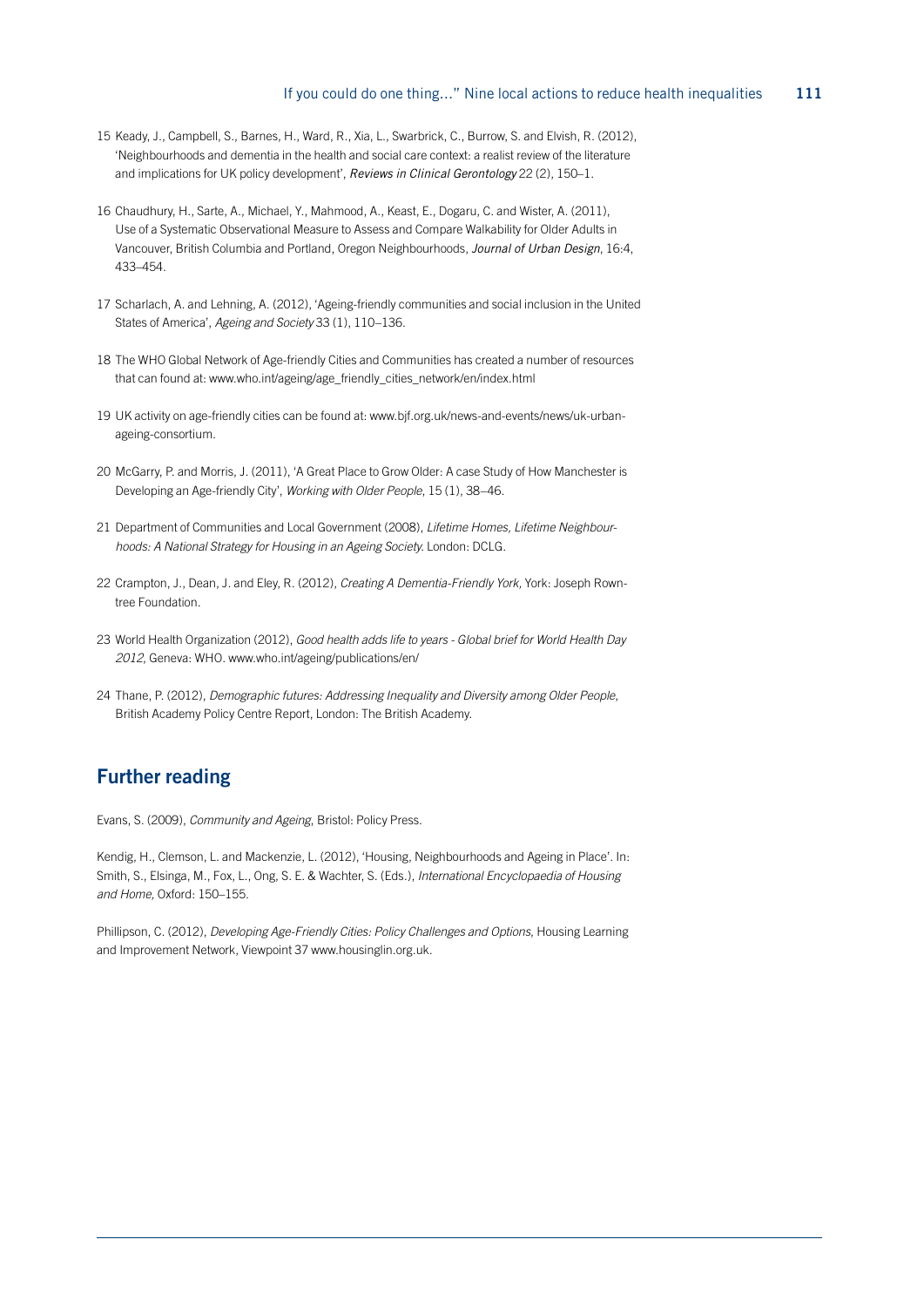15 Keady, J., Campbell, S., Barnes, H., Ward, R., Xia, L., Swarbrick, C., Burrow, S. and Elvish, R. (2012), 'Neighbourhoods and dementia in the health and social care context: a realist review of the literature and implications for UK policy development', *Reviews in Clinical Gerontology* 22 (2), 150–1.

16 Chaudhury, H., Sarte, A., Michael, Y., Mahmood, A., Keast, E., Dogaru, C. and Wister, A. (2011), Use of a Systematic Observational Measure to Assess and Compare Walkability for Older Adults in Vancouver, British Columbia and Portland, Oregon Neighbourhoods, *Journal of Urban Design*, 16:4, 433–454.

17 Scharlach, A. and Lehning, A. (2012), 'Ageing-friendly communities and social inclusion in the United States of America', *Ageing and Society* 33 (1), 110–136.

18 The WHO Global Network of Age-friendly Cities and Communities has created a number of resources that can found at: www.who.int/ageing/age_friendly_cities_network/en/index.html

19 UK activity on age-friendly cities can be found at: www.bjf.org.uk/news-and-events/news/uk-urban-ageing-consortium.

20 McGarry, P. and Morris, J. (2011), 'A Great Place to Grow Older: A case Study of How Manchester is Developing an Age-friendly City', *Working with Older People*, 15 (1), 38–46.

21 Department of Communities and Local Government (2008), *Lifetime Homes, Lifetime Neighbourhoods: A National Strategy for Housing in an Ageing Society*. London: DCLG.

22 Crampton, J., Dean, J. and Eley, R. (2012), *Creating A Dementia-Friendly York*, York: Joseph Rowntree Foundation.

23 World Health Organization (2012), *Good health adds life to years - Global brief for World Health Day 2012*, Geneva: WHO. www.who.int/ageing/publications/en/

24 Thane, P. (2012), *Demographic futures: Addressing Inequality and Diversity among Older People*, British Academy Policy Centre Report, London: The British Academy.

## Further reading

Evans, S. (2009), *Community and Ageing*, Bristol: Policy Press.

Kendig, H., Clemson, L. and Mackenzie, L. (2012), 'Housing, Neighbourhoods and Ageing in Place'. In: Smith, S., Elsinga, M., Fox, L., Ong, S. E. & Wachter, S. (Eds.), *International Encyclopaedia of Housing and Home*, Oxford: 150–155.

Phillipson, C. (2012), *Developing Age-Friendly Cities: Policy Challenges and Options*, Housing Learning and Improvement Network, Viewpoint 37 www.housinglin.org.uk.